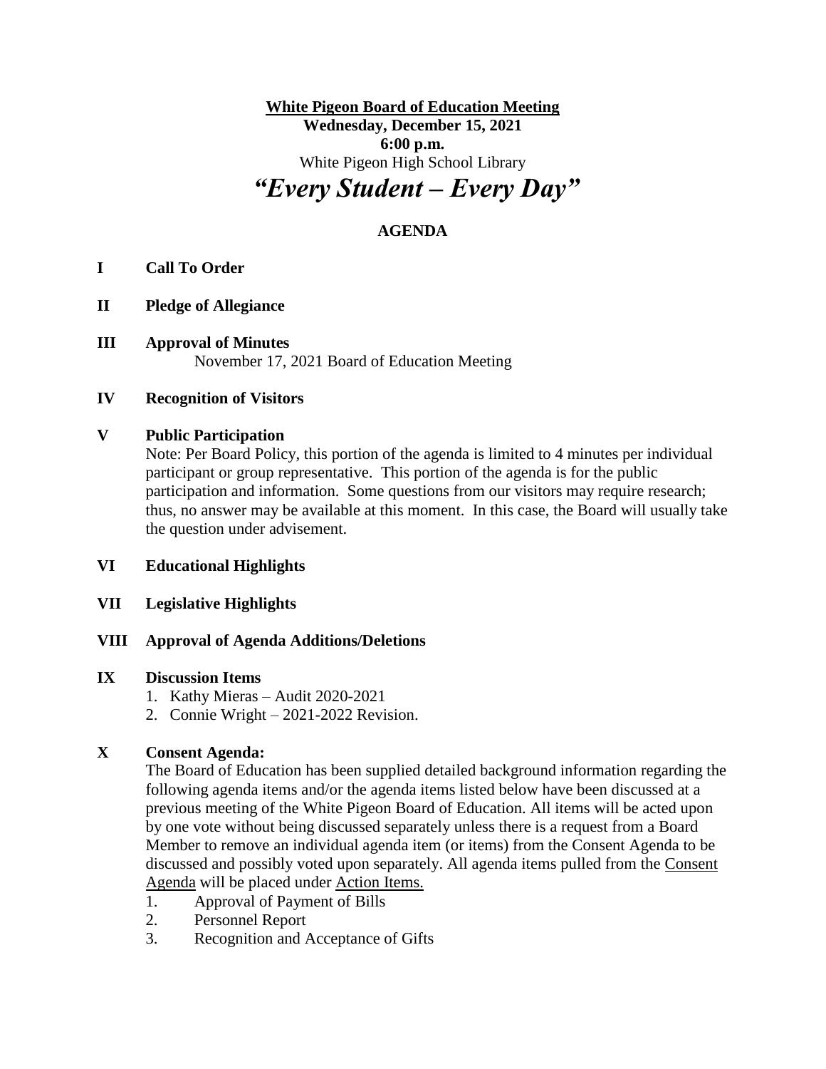**White Pigeon Board of Education Meeting**
**Wednesday, December 15, 2021**
**6:00 p.m.**
White Pigeon High School Library

# *"Every Student – Every Day"*

**AGENDA**

**I Call To Order**

**II Pledge of Allegiance**

**III Approval of Minutes**
November 17, 2021 Board of Education Meeting

**IV Recognition of Visitors**

**V Public Participation**
Note: Per Board Policy, this portion of the agenda is limited to 4 minutes per individual participant or group representative. This portion of the agenda is for the public participation and information. Some questions from our visitors may require research; thus, no answer may be available at this moment. In this case, the Board will usually take the question under advisement.

**VI Educational Highlights**

**VII Legislative Highlights**

**VIII Approval of Agenda Additions/Deletions**

**IX Discussion Items**

1. Kathy Mieras – Audit 2020-2021
2. Connie Wright – 2021-2022 Revision.

**X Consent Agenda:**
The Board of Education has been supplied detailed background information regarding the following agenda items and/or the agenda items listed below have been discussed at a previous meeting of the White Pigeon Board of Education. All items will be acted upon by one vote without being discussed separately unless there is a request from a Board Member to remove an individual agenda item (or items) from the Consent Agenda to be discussed and possibly voted upon separately. All agenda items pulled from the Consent Agenda will be placed under Action Items.

1. Approval of Payment of Bills
2. Personnel Report
3. Recognition and Acceptance of Gifts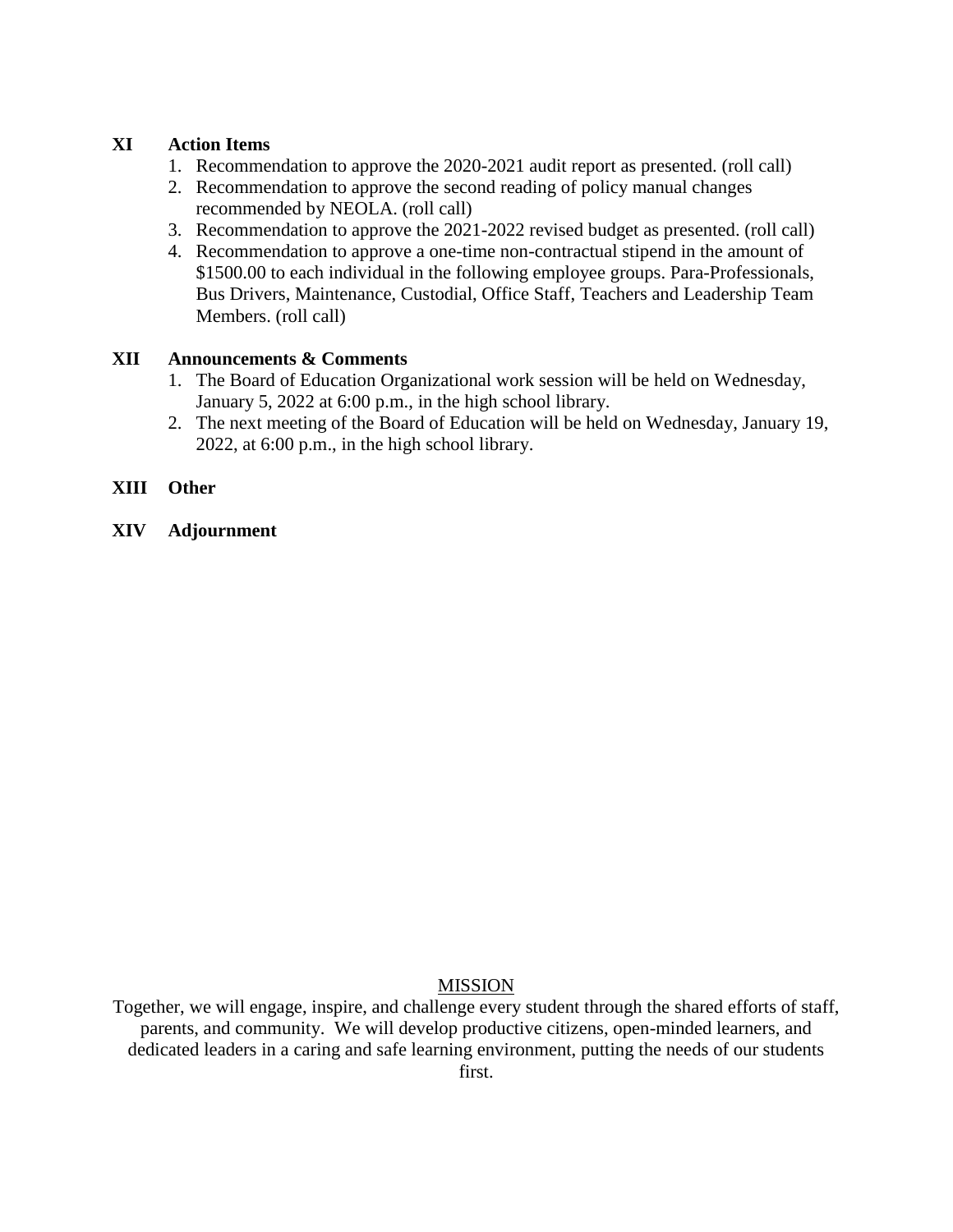**XI Action Items**

1. Recommendation to approve the 2020-2021 audit report as presented. (roll call)
2. Recommendation to approve the second reading of policy manual changes recommended by NEOLA. (roll call)
3. Recommendation to approve the 2021-2022 revised budget as presented. (roll call)
4. Recommendation to approve a one-time non-contractual stipend in the amount of $1500.00 to each individual in the following employee groups. Para-Professionals, Bus Drivers, Maintenance, Custodial, Office Staff, Teachers and Leadership Team Members. (roll call)

**XII Announcements & Comments**

1. The Board of Education Organizational work session will be held on Wednesday, January 5, 2022 at 6:00 p.m., in the high school library.
2. The next meeting of the Board of Education will be held on Wednesday, January 19, 2022, at 6:00 p.m., in the high school library.

**XIII Other**

**XIV Adjournment**

MISSION

Together, we will engage, inspire, and challenge every student through the shared efforts of staff, parents, and community. We will develop productive citizens, open-minded learners, and dedicated leaders in a caring and safe learning environment, putting the needs of our students first.